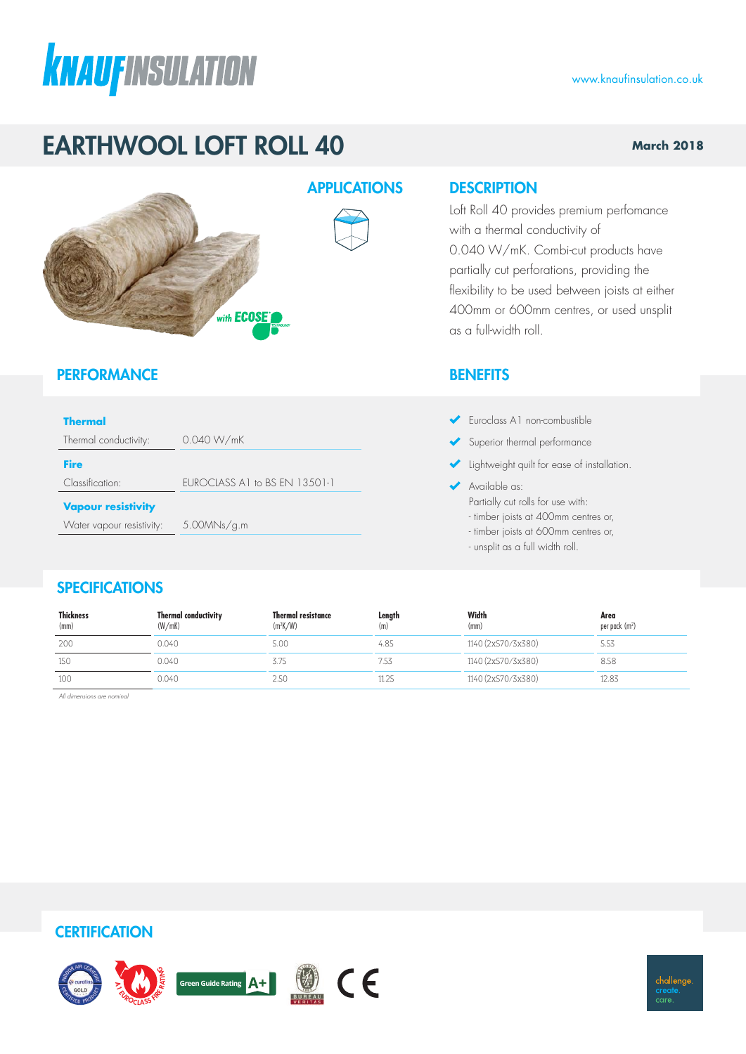www.knaufinsulation.co.uk

# EARTHWOOL LOFT ROLL 40

**March 2018**

## APPLICATIONS

## DESCRIPTION

Loft Roll 40 provides premium perfomance with a thermal conductivity of 0.040 W/mK. Combi-cut products have partially cut perforations, providing the flexibility to be used between joists at either 400mm or 600mm centres, or used unsplit as a full-width roll.

## PERFORMANCE

**Thermal**

| | |
|---|---|
| Thermal conductivity: | 0.040 W/mK |

**Fire**

| | |
|---|---|
| Classification: | EUROCLASS A1 to BS EN 13501-1 |

**Vapour resistivity**

| | |
|---|---|
| Water vapour resistivity: | 5.00MNs/g.m |

## BENEFITS

- Euroclass A1 non-combustible
- Superior thermal performance
- Lightweight quilt for ease of installation.
- Available as:
  Partially cut rolls for use with:
  - timber joists at 400mm centres or,
  - timber joists at 600mm centres or,
  - unsplit as a full width roll.

## SPECIFICATIONS

| Thickness (mm) | Thermal conductivity (W/mK) | Thermal resistance ($m^2K/W$) | Length (m) | Width (mm) | Area per pack ($m^2$) |
|---|---|---|---|---|---|
| 200 | 0.040 | 5.00 | 4.85 | 1140 (2x570/3x380) | 5.53 |
| 150 | 0.040 | 3.75 | 7.53 | 1140 (2x570/3x380) | 8.58 |
| 100 | 0.040 | 2.50 | 11.25 | 1140 (2x570/3x380) | 12.83 |

*All dimensions are nominal*

## CERTIFICATION

challenge.
create.
care.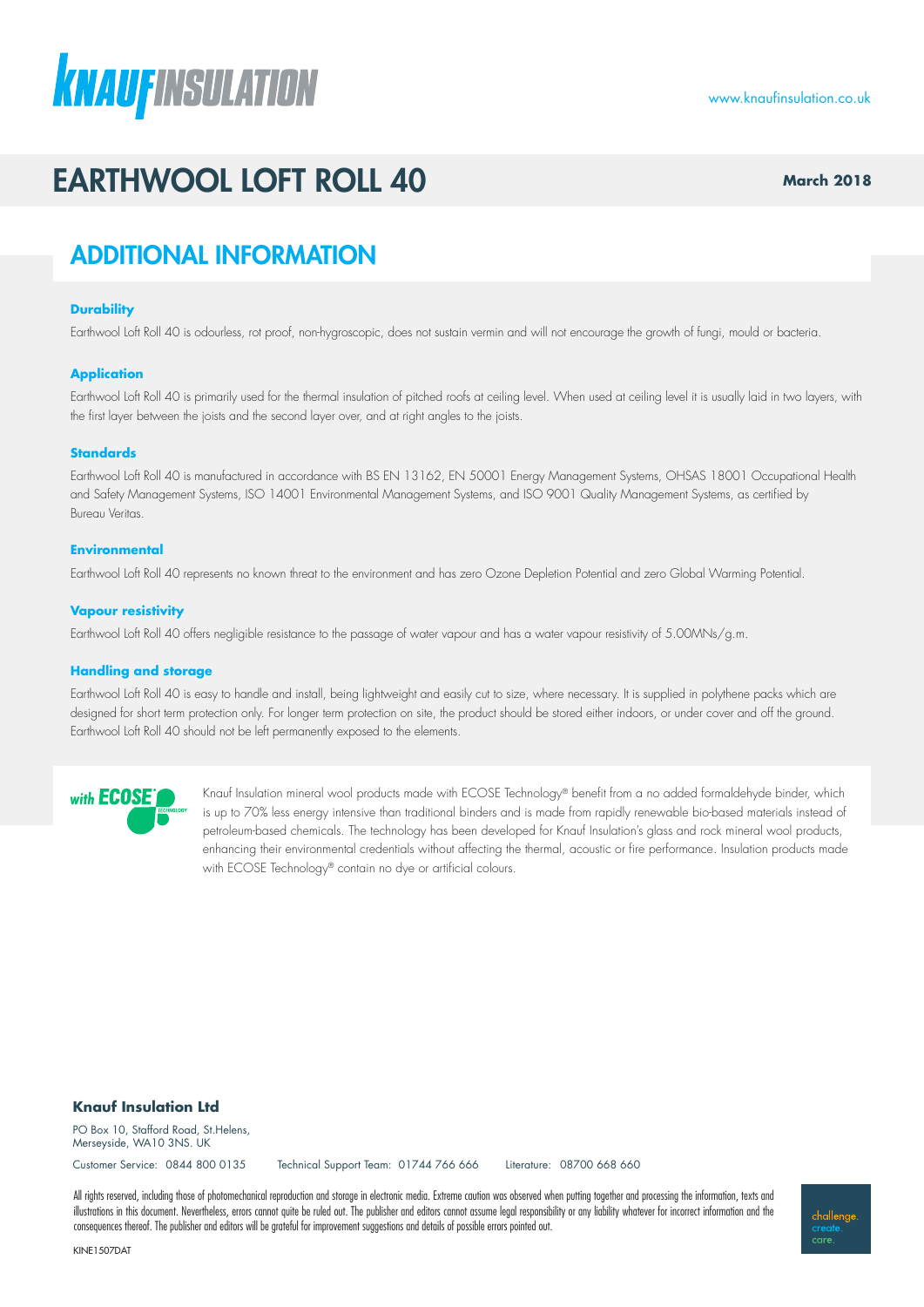# EARTHWOOL LOFT ROLL 40

**March 2018**

## ADDITIONAL INFORMATION

### Durability

Earthwool Loft Roll 40 is odourless, rot proof, non-hygroscopic, does not sustain vermin and will not encourage the growth of fungi, mould or bacteria.

### Application

Earthwool Loft Roll 40 is primarily used for the thermal insulation of pitched roofs at ceiling level. When used at ceiling level it is usually laid in two layers, with the first layer between the joists and the second layer over, and at right angles to the joists.

### Standards

Earthwool Loft Roll 40 is manufactured in accordance with BS EN 13162, EN 50001 Energy Management Systems, OHSAS 18001 Occupational Health and Safety Management Systems, ISO 14001 Environmental Management Systems, and ISO 9001 Quality Management Systems, as certified by Bureau Veritas.

### Environmental

Earthwool Loft Roll 40 represents no known threat to the environment and has zero Ozone Depletion Potential and zero Global Warming Potential.

### Vapour resistivity

Earthwool Loft Roll 40 offers negligible resistance to the passage of water vapour and has a water vapour resistivity of 5.00MNs/g.m.

### Handling and storage

Earthwool Loft Roll 40 is easy to handle and install, being lightweight and easily cut to size, where necessary. It is supplied in polythene packs which are designed for short term protection only. For longer term protection on site, the product should be stored either indoors, or under cover and off the ground. Earthwool Loft Roll 40 should not be left permanently exposed to the elements.

Knauf Insulation mineral wool products made with ECOSE Technology® benefit from a no added formaldehyde binder, which is up to 70% less energy intensive than traditional binders and is made from rapidly renewable bio-based materials instead of petroleum-based chemicals. The technology has been developed for Knauf Insulation's glass and rock mineral wool products, enhancing their environmental credentials without affecting the thermal, acoustic or fire performance. Insulation products made with ECOSE Technology® contain no dye or artificial colours.

**Knauf Insulation Ltd**

PO Box 10, Stafford Road, St.Helens, Merseyside, WA10 3NS. UK

Customer Service: 0844 800 0135 Technical Support Team: 01744 766 666 Literature: 08700 668 660

All rights reserved, including those of photomechanical reproduction and storage in electronic media. Extreme caution was observed when putting together and processing the information, texts and illustrations in this document. Nevertheless, errors cannot quite be ruled out. The publisher and editors cannot assume legal responsibility or any liability whatever for incorrect information and the consequences thereof. The publisher and editors will be grateful for improvement suggestions and details of possible errors pointed out.

KINE1507DAT